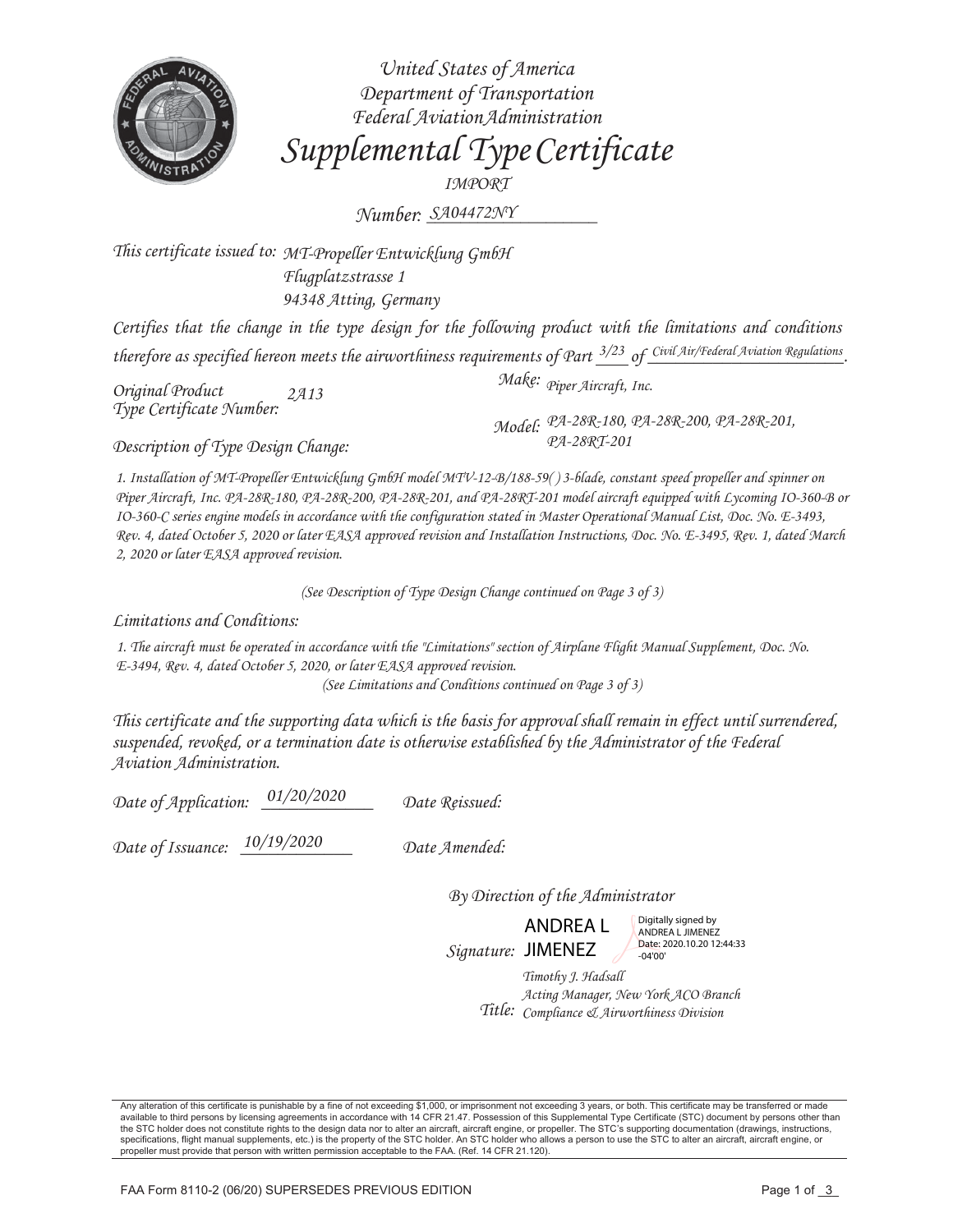United States of America
Department of Transportation
Federal Aviation Administration

# Supplemental Type Certificate

IMPORT

Number: SA04472NY

This certificate issued to: MT-Propeller Entwicklung GmbH
Flugplatzstrasse 1
94348 Atting, Germany

Certifies that the change in the type design for the following product with the limitations and conditions therefore as specified hereon meets the airworthiness requirements of Part 3/23 of Civil Air/Federal Aviation Regulations.

Original Product Type Certificate Number: 2A13

Make: Piper Aircraft, Inc.

Model: PA-28R-180, PA-28R-200, PA-28R-201, PA-28RT-201

Description of Type Design Change:

1. Installation of MT-Propeller Entwicklung GmbH model MTV-12-B/188-59( ) 3-blade, constant speed propeller and spinner on Piper Aircraft, Inc. PA-28R-180, PA-28R-200, PA-28R-201, and PA-28RT-201 model aircraft equipped with Lycoming IO-360-B or IO-360-C series engine models in accordance with the configuration stated in Master Operational Manual List, Doc. No. E-3493, Rev. 4, dated October 5, 2020 or later EASA approved revision and Installation Instructions, Doc. No. E-3495, Rev. 1, dated March 2, 2020 or later EASA approved revision.

(See Description of Type Design Change continued on Page 3 of 3)

Limitations and Conditions:

1. The aircraft must be operated in accordance with the "Limitations" section of Airplane Flight Manual Supplement, Doc. No. E-3494, Rev. 4, dated October 5, 2020, or later EASA approved revision.

(See Limitations and Conditions continued on Page 3 of 3)

This certificate and the supporting data which is the basis for approval shall remain in effect until surrendered, suspended, revoked, or a termination date is otherwise established by the Administrator of the Federal Aviation Administration.

Date of Application: 01/20/2020 Date Reissued:

Date of Issuance: 10/19/2020 Date Amended:

By Direction of the Administrator

Signature: ANDREA L JIMENEZ
Digitally signed by ANDREA L JIMENEZ Date: 2020.10.20 12:44:33 -04'00'

Timothy J. Hadsall
Title: Acting Manager, New York ACO Branch
Compliance & Airworthiness Division

Any alteration of this certificate is punishable by a fine of not exceeding $1,000, or imprisonment not exceeding 3 years, or both. This certificate may be transferred or made available to third persons by licensing agreements in accordance with 14 CFR 21.47. Possession of this Supplemental Type Certificate (STC) document by persons other than the STC holder does not constitute rights to the design data nor to alter an aircraft, aircraft engine, or propeller. The STC's supporting documentation (drawings, instructions, specifications, flight manual supplements, etc.) is the property of the STC holder. An STC holder who allows a person to use the STC to alter an aircraft, aircraft engine, or propeller must provide that person with written permission acceptable to the FAA. (Ref. 14 CFR 21.120).

FAA Form 8110-2 (06/20) SUPERSEDES PREVIOUS EDITION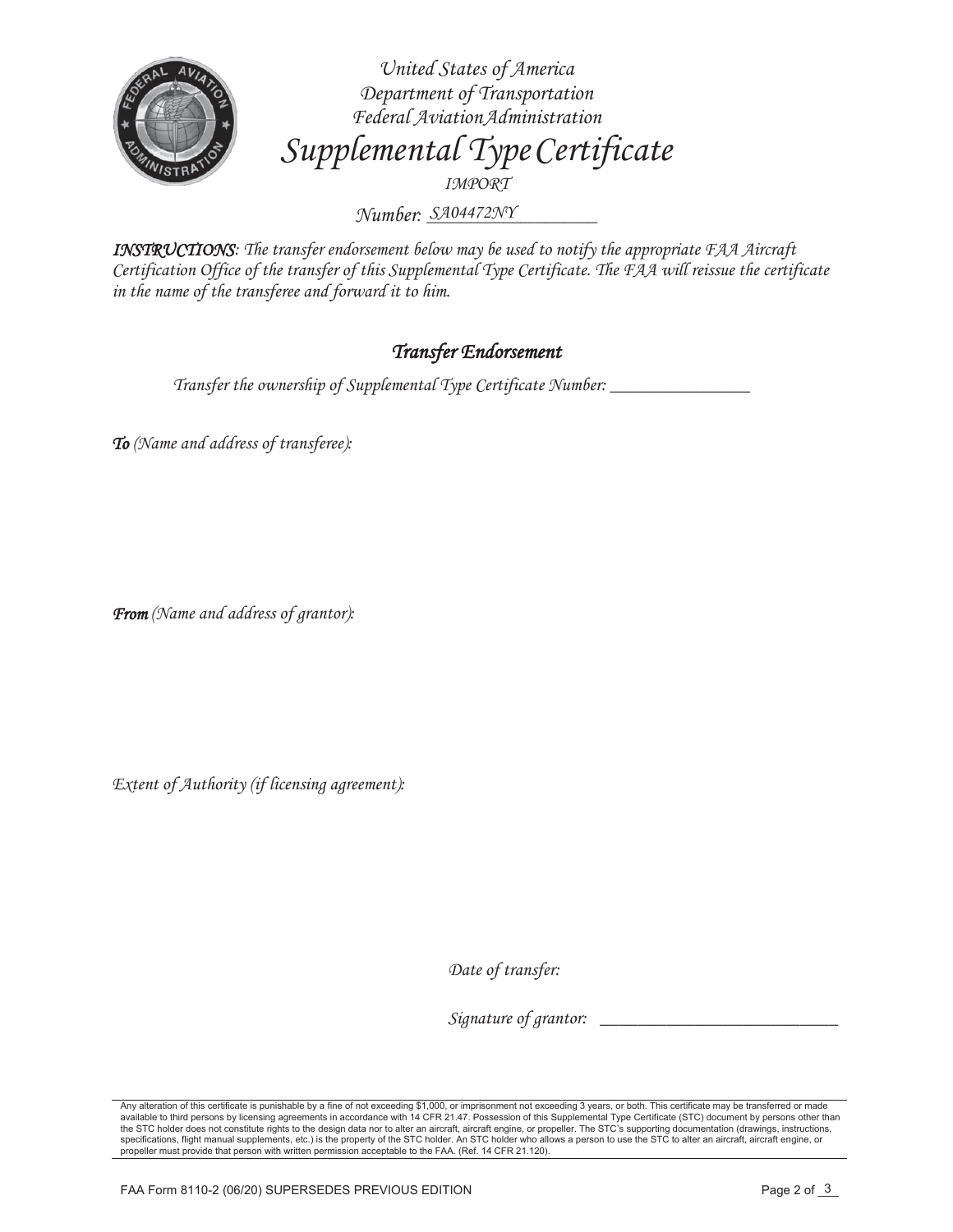*United States of America*
*Department of Transportation*
*Federal Aviation Administration*

# *Supplemental Type Certificate*

*IMPORT*

*Number:* SA04472NY

***INSTRUCTIONS****: The transfer endorsement below may be used to notify the appropriate FAA Aircraft Certification Office of the transfer of this Supplemental Type Certificate. The FAA will reissue the certificate in the name of the transferee and forward it to him.*

## *Transfer Endorsement*

*Transfer the ownership of Supplemental Type Certificate Number:* ________________

***To*** *(Name and address of transferee):*

***From*** *(Name and address of grantor):*

*Extent of Authority (if licensing agreement):*

*Date of transfer:*

*Signature of grantor:* ____________________________

Any alteration of this certificate is punishable by a fine of not exceeding $1,000, or imprisonment not exceeding 3 years, or both. This certificate may be transferred or made available to third persons by licensing agreements in accordance with 14 CFR 21.47. Possession of this Supplemental Type Certificate (STC) document by persons other than the STC holder does not constitute rights to the design data nor to alter an aircraft, aircraft engine, or propeller. The STC's supporting documentation (drawings, instructions, specifications, flight manual supplements, etc.) is the property of the STC holder. An STC holder who allows a person to use the STC to alter an aircraft, aircraft engine, or propeller must provide that person with written permission acceptable to the FAA. (Ref. 14 CFR 21.120).

FAA Form 8110-2 (06/20) SUPERSEDES PREVIOUS EDITION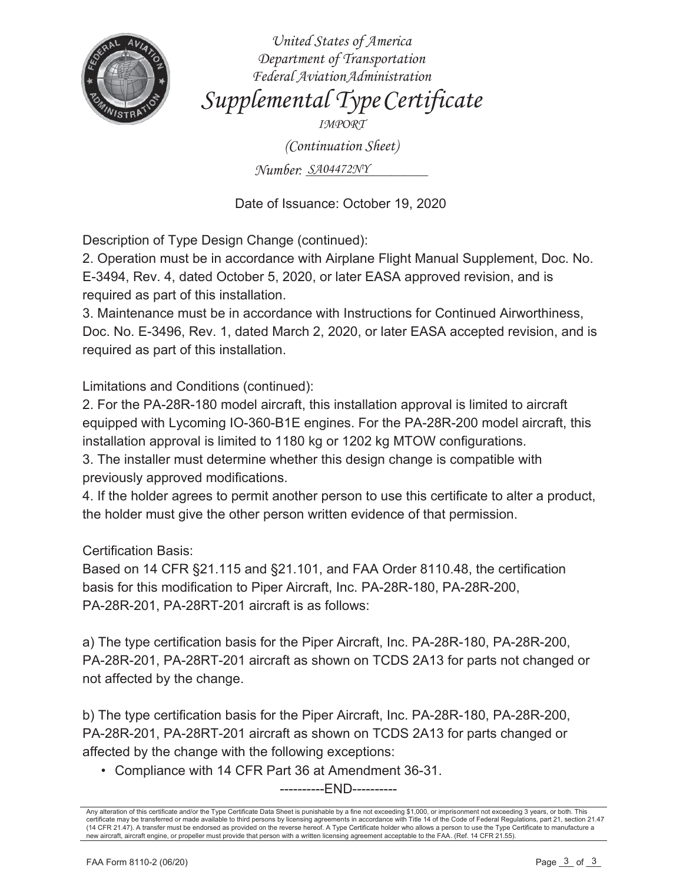*United States of America*
*Department of Transportation*
*Federal Aviation Administration*

# *Supplemental Type Certificate*

*IMPORT*

*(Continuation Sheet)*

*Number:* *SA04472NY*

Date of Issuance: October 19, 2020

Description of Type Design Change (continued):
2. Operation must be in accordance with Airplane Flight Manual Supplement, Doc. No. E-3494, Rev. 4, dated October 5, 2020, or later EASA approved revision, and is required as part of this installation.
3. Maintenance must be in accordance with Instructions for Continued Airworthiness, Doc. No. E-3496, Rev. 1, dated March 2, 2020, or later EASA accepted revision, and is required as part of this installation.

Limitations and Conditions (continued):
2. For the PA-28R-180 model aircraft, this installation approval is limited to aircraft equipped with Lycoming IO-360-B1E engines. For the PA-28R-200 model aircraft, this installation approval is limited to 1180 kg or 1202 kg MTOW configurations.
3. The installer must determine whether this design change is compatible with previously approved modifications.
4. If the holder agrees to permit another person to use this certificate to alter a product, the holder must give the other person written evidence of that permission.

Certification Basis:
Based on 14 CFR §21.115 and §21.101, and FAA Order 8110.48, the certification basis for this modification to Piper Aircraft, Inc. PA-28R-180, PA-28R-200, PA-28R-201, PA-28RT-201 aircraft is as follows:

a) The type certification basis for the Piper Aircraft, Inc. PA-28R-180, PA-28R-200, PA-28R-201, PA-28RT-201 aircraft as shown on TCDS 2A13 for parts not changed or not affected by the change.

b) The type certification basis for the Piper Aircraft, Inc. PA-28R-180, PA-28R-200, PA-28R-201, PA-28RT-201 aircraft as shown on TCDS 2A13 for parts changed or affected by the change with the following exceptions:

- Compliance with 14 CFR Part 36 at Amendment 36-31.

----------END----------

Any alteration of this certificate and/or the Type Certificate Data Sheet is punishable by a fine not exceeding $1,000, or imprisonment not exceeding 3 years, or both. This certificate may be transferred or made available to third persons by licensing agreements in accordance with Title 14 of the Code of Federal Regulations, part 21, section 21.47 (14 CFR 21.47). A transfer must be endorsed as provided on the reverse hereof. A Type Certificate holder who allows a person to use the Type Certificate to manufacture a new aircraft, aircraft engine, or propeller must provide that person with a written licensing agreement acceptable to the FAA. (Ref. 14 CFR 21.55).

FAA Form 8110-2 (06/20)